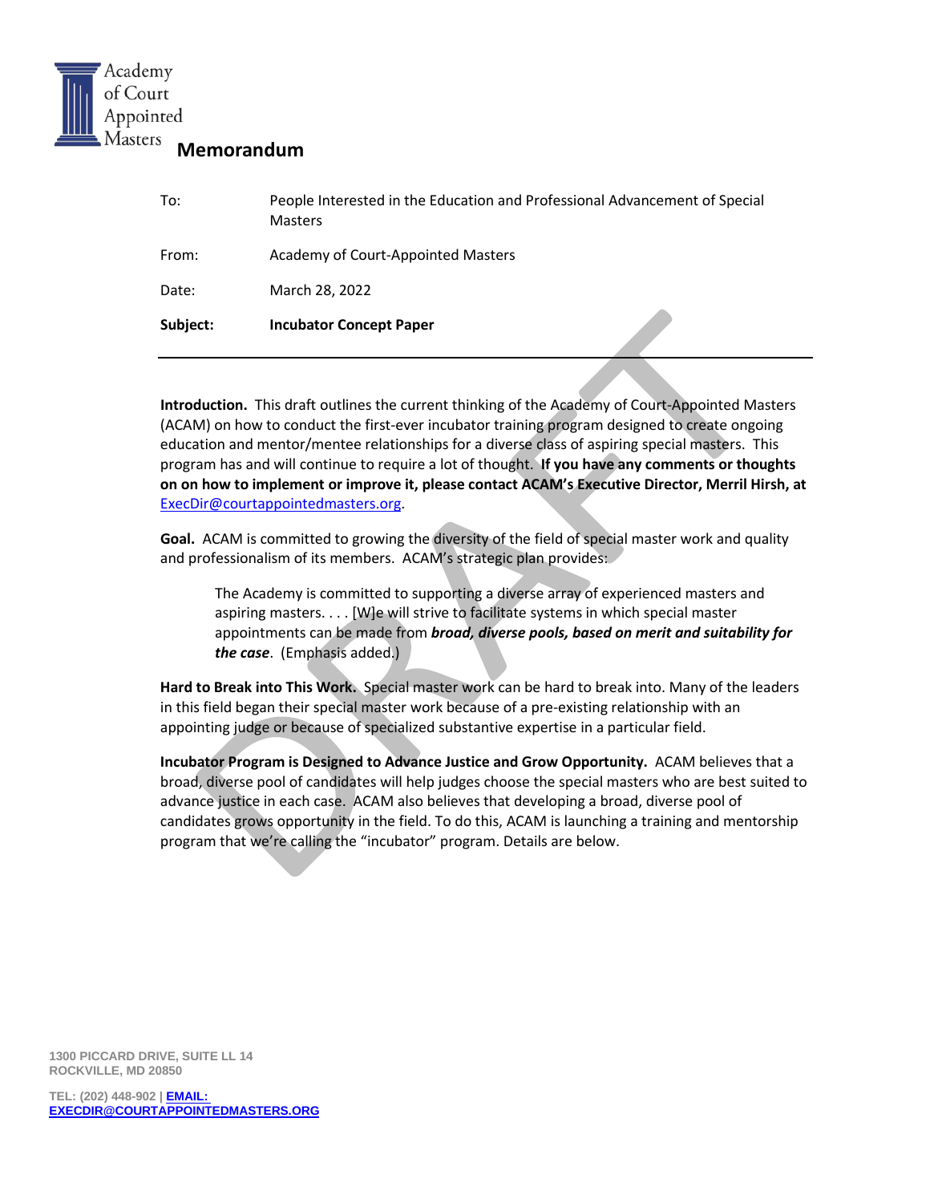Academy of Court Appointed Masters

# Memorandum

| | |
|---|---|
| To: | People Interested in the Education and Professional Advancement of Special Masters |
| From: | Academy of Court-Appointed Masters |
| Date: | March 28, 2022 |
| **Subject:** | **Incubator Concept Paper** |

**Introduction.** This draft outlines the current thinking of the Academy of Court-Appointed Masters (ACAM) on how to conduct the first-ever incubator training program designed to create ongoing education and mentor/mentee relationships for a diverse class of aspiring special masters. This program has and will continue to require a lot of thought. **If you have any comments or thoughts on on how to implement or improve it, please contact ACAM's Executive Director, Merril Hirsh, at** ExecDir@courtappointedmasters.org.

**Goal.** ACAM is committed to growing the diversity of the field of special master work and quality and professionalism of its members. ACAM's strategic plan provides:

> The Academy is committed to supporting a diverse array of experienced masters and aspiring masters. . . . [W]e will strive to facilitate systems in which special master appointments can be made from ***broad, diverse pools, based on merit and suitability for the case***. (Emphasis added.)

**Hard to Break into This Work.** Special master work can be hard to break into. Many of the leaders in this field began their special master work because of a pre-existing relationship with an appointing judge or because of specialized substantive expertise in a particular field.

**Incubator Program is Designed to Advance Justice and Grow Opportunity.** ACAM believes that a broad, diverse pool of candidates will help judges choose the special masters who are best suited to advance justice in each case. ACAM also believes that developing a broad, diverse pool of candidates grows opportunity in the field. To do this, ACAM is launching a training and mentorship program that we're calling the "incubator" program. Details are below.

1300 PICCARD DRIVE, SUITE LL 14
ROCKVILLE, MD 20850

TEL: (202) 448-902 | EMAIL: EXECDIR@COURTAPPOINTEDMASTERS.ORG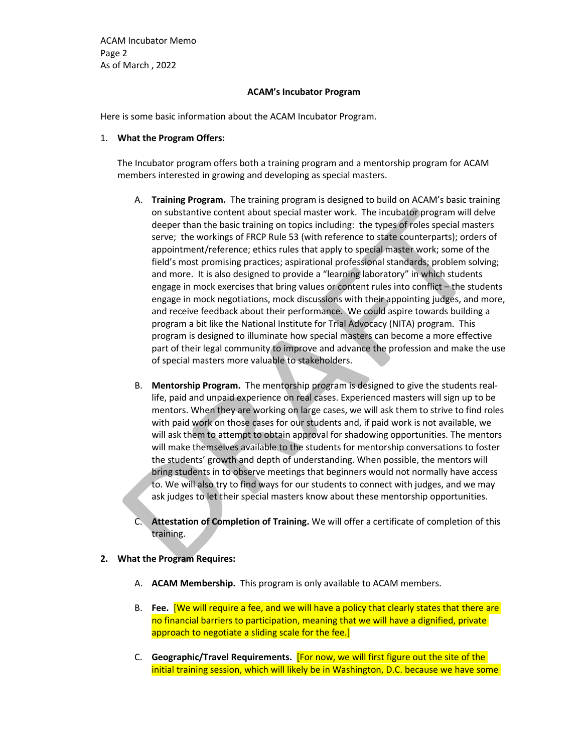**ACAM's Incubator Program**

Here is some basic information about the ACAM Incubator Program.

1. **What the Program Offers:**

   The Incubator program offers both a training program and a mentorship program for ACAM members interested in growing and developing as special masters.

   A. **Training Program.** The training program is designed to build on ACAM's basic training on substantive content about special master work. The incubator program will delve deeper than the basic training on topics including: the types of roles special masters serve; the workings of FRCP Rule 53 (with reference to state counterparts); orders of appointment/reference; ethics rules that apply to special master work; some of the field's most promising practices; aspirational professional standards; problem solving; and more. It is also designed to provide a "learning laboratory" in which students engage in mock exercises that bring values or content rules into conflict – the students engage in mock negotiations, mock discussions with their appointing judges, and more, and receive feedback about their performance. We could aspire towards building a program a bit like the National Institute for Trial Advocacy (NITA) program. This program is designed to illuminate how special masters can become a more effective part of their legal community to improve and advance the profession and make the use of special masters more valuable to stakeholders.

   B. **Mentorship Program.** The mentorship program is designed to give the students real-life, paid and unpaid experience on real cases. Experienced masters will sign up to be mentors. When they are working on large cases, we will ask them to strive to find roles with paid work on those cases for our students and, if paid work is not available, we will ask them to attempt to obtain approval for shadowing opportunities. The mentors will make themselves available to the students for mentorship conversations to foster the students' growth and depth of understanding. When possible, the mentors will bring students in to observe meetings that beginners would not normally have access to. We will also try to find ways for our students to connect with judges, and we may ask judges to let their special masters know about these mentorship opportunities.

   C. **Attestation of Completion of Training.** We will offer a certificate of completion of this training.

2. **What the Program Requires:**

   A. **ACAM Membership.** This program is only available to ACAM members.

   B. **Fee.** [We will require a fee, and we will have a policy that clearly states that there are no financial barriers to participation, meaning that we will have a dignified, private approach to negotiate a sliding scale for the fee.]

   C. **Geographic/Travel Requirements.** [For now, we will first figure out the site of the initial training session, which will likely be in Washington, D.C. because we have some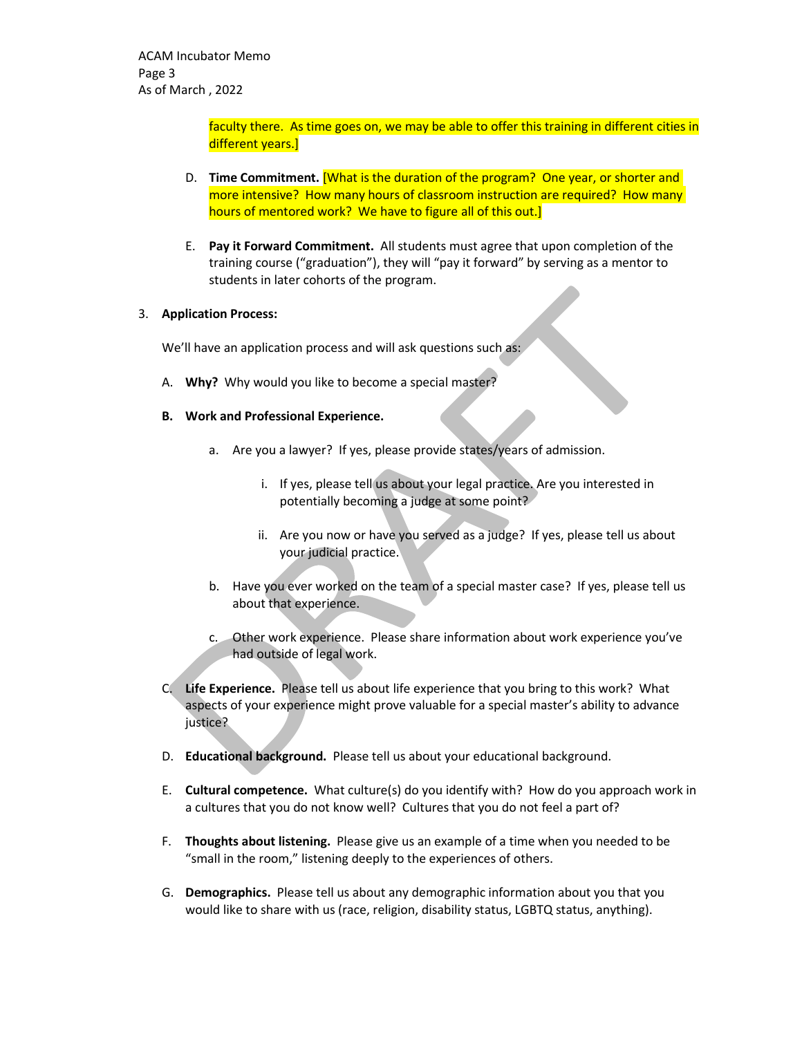faculty there. As time goes on, we may be able to offer this training in different cities in different years.]

D. **Time Commitment.** [What is the duration of the program? One year, or shorter and more intensive? How many hours of classroom instruction are required? How many hours of mentored work? We have to figure all of this out.]

E. **Pay it Forward Commitment.** All students must agree that upon completion of the training course ("graduation"), they will "pay it forward" by serving as a mentor to students in later cohorts of the program.

3. **Application Process:**

We'll have an application process and will ask questions such as:

A. **Why?** Why would you like to become a special master?

**B. Work and Professional Experience.**

a. Are you a lawyer? If yes, please provide states/years of admission.

i. If yes, please tell us about your legal practice. Are you interested in potentially becoming a judge at some point?

ii. Are you now or have you served as a judge? If yes, please tell us about your judicial practice.

b. Have you ever worked on the team of a special master case? If yes, please tell us about that experience.

c. Other work experience. Please share information about work experience you've had outside of legal work.

C. **Life Experience.** Please tell us about life experience that you bring to this work? What aspects of your experience might prove valuable for a special master's ability to advance justice?

D. **Educational background.** Please tell us about your educational background.

E. **Cultural competence.** What culture(s) do you identify with? How do you approach work in a cultures that you do not know well? Cultures that you do not feel a part of?

F. **Thoughts about listening.** Please give us an example of a time when you needed to be "small in the room," listening deeply to the experiences of others.

G. **Demographics.** Please tell us about any demographic information about you that you would like to share with us (race, religion, disability status, LGBTQ status, anything).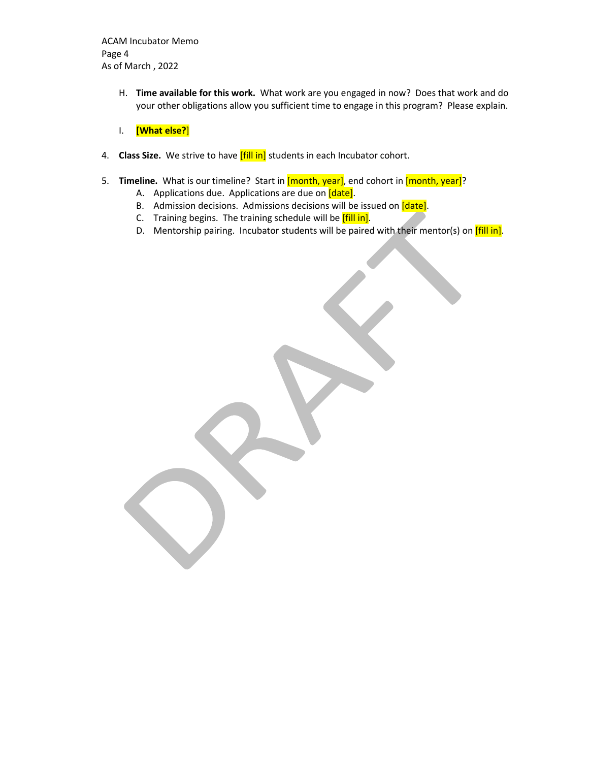H. **Time available for this work.** What work are you engaged in now? Does that work and do your other obligations allow you sufficient time to engage in this program? Please explain.

I. **[What else?]**

4. **Class Size.** We strive to have [fill in] students in each Incubator cohort.

5. **Timeline.** What is our timeline? Start in [month, year], end cohort in [month, year]?
   A. Applications due. Applications are due on [date].
   B. Admission decisions. Admissions decisions will be issued on [date].
   C. Training begins. The training schedule will be [fill in].
   D. Mentorship pairing. Incubator students will be paired with their mentor(s) on [fill in].